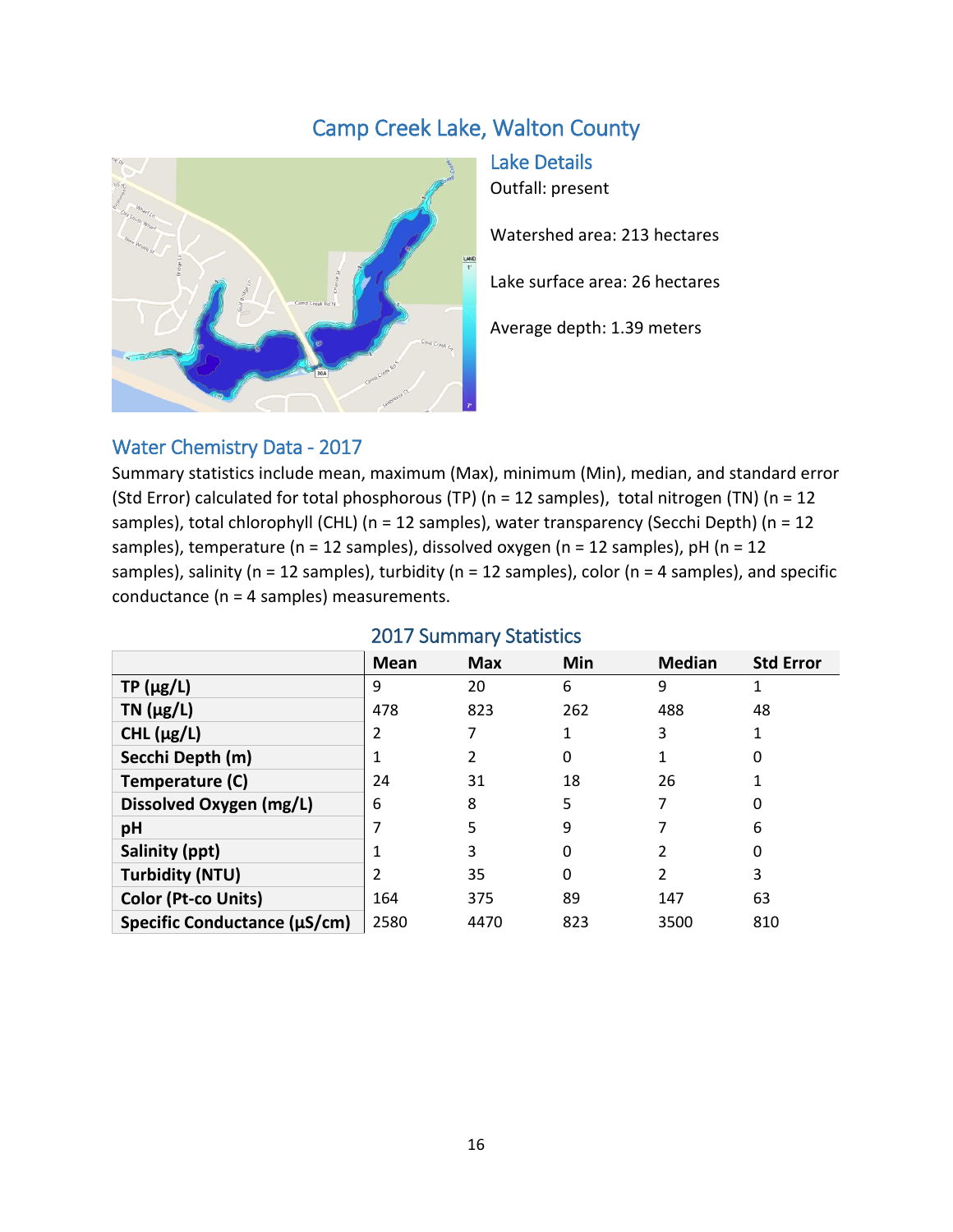# Camp Creek Lake, Walton County

## Lake Details

Outfall: present

Watershed area: 213 hectares

Lake surface area: 26 hectares

Average depth: 1.39 meters

## Water Chemistry Data - 2017

Summary statistics include mean, maximum (Max), minimum (Min), median, and standard error (Std Error) calculated for total phosphorous (TP) (n = 12 samples), total nitrogen (TN) (n = 12 samples), total chlorophyll (CHL) (n = 12 samples), water transparency (Secchi Depth) (n = 12 samples), temperature (n = 12 samples), dissolved oxygen (n = 12 samples), pH (n = 12 samples), salinity (n = 12 samples), turbidity (n = 12 samples), color (n = 4 samples), and specific conductance (n = 4 samples) measurements.

### 2017 Summary Statistics

| | Mean | Max | Min | Median | Std Error |
|---|---|---|---|---|---|
| **TP (µg/L)** | 9 | 20 | 6 | 9 | 1 |
| **TN (µg/L)** | 478 | 823 | 262 | 488 | 48 |
| **CHL (µg/L)** | 2 | 7 | 1 | 3 | 1 |
| **Secchi Depth (m)** | 1 | 2 | 0 | 1 | 0 |
| **Temperature (C)** | 24 | 31 | 18 | 26 | 1 |
| **Dissolved Oxygen (mg/L)** | 6 | 8 | 5 | 7 | 0 |
| **pH** | 7 | 5 | 9 | 7 | 6 |
| **Salinity (ppt)** | 1 | 3 | 0 | 2 | 0 |
| **Turbidity (NTU)** | 2 | 35 | 0 | 2 | 3 |
| **Color (Pt-co Units)** | 164 | 375 | 89 | 147 | 63 |
| **Specific Conductance (µS/cm)** | 2580 | 4470 | 823 | 3500 | 810 |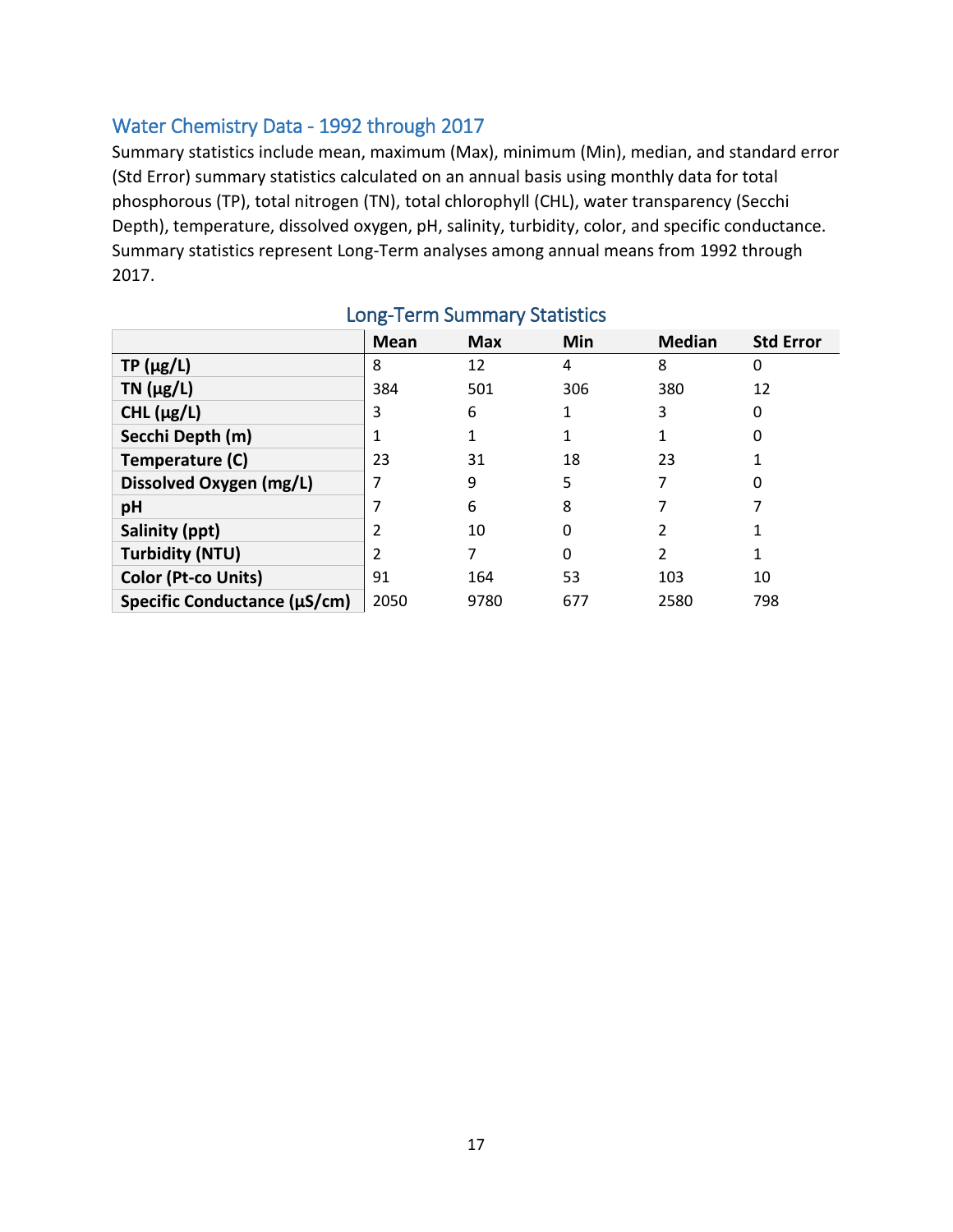## Water Chemistry Data - 1992 through 2017

Summary statistics include mean, maximum (Max), minimum (Min), median, and standard error (Std Error) summary statistics calculated on an annual basis using monthly data for total phosphorous (TP), total nitrogen (TN), total chlorophyll (CHL), water transparency (Secchi Depth), temperature, dissolved oxygen, pH, salinity, turbidity, color, and specific conductance. Summary statistics represent Long-Term analyses among annual means from 1992 through 2017.

### Long-Term Summary Statistics

| | Mean | Max | Min | Median | Std Error |
|---|---|---|---|---|---|
| **TP (µg/L)** | 8 | 12 | 4 | 8 | 0 |
| **TN (µg/L)** | 384 | 501 | 306 | 380 | 12 |
| **CHL (µg/L)** | 3 | 6 | 1 | 3 | 0 |
| **Secchi Depth (m)** | 1 | 1 | 1 | 1 | 0 |
| **Temperature (C)** | 23 | 31 | 18 | 23 | 1 |
| **Dissolved Oxygen (mg/L)** | 7 | 9 | 5 | 7 | 0 |
| **pH** | 7 | 6 | 8 | 7 | 7 |
| **Salinity (ppt)** | 2 | 10 | 0 | 2 | 1 |
| **Turbidity (NTU)** | 2 | 7 | 0 | 2 | 1 |
| **Color (Pt-co Units)** | 91 | 164 | 53 | 103 | 10 |
| **Specific Conductance (µS/cm)** | 2050 | 9780 | 677 | 2580 | 798 |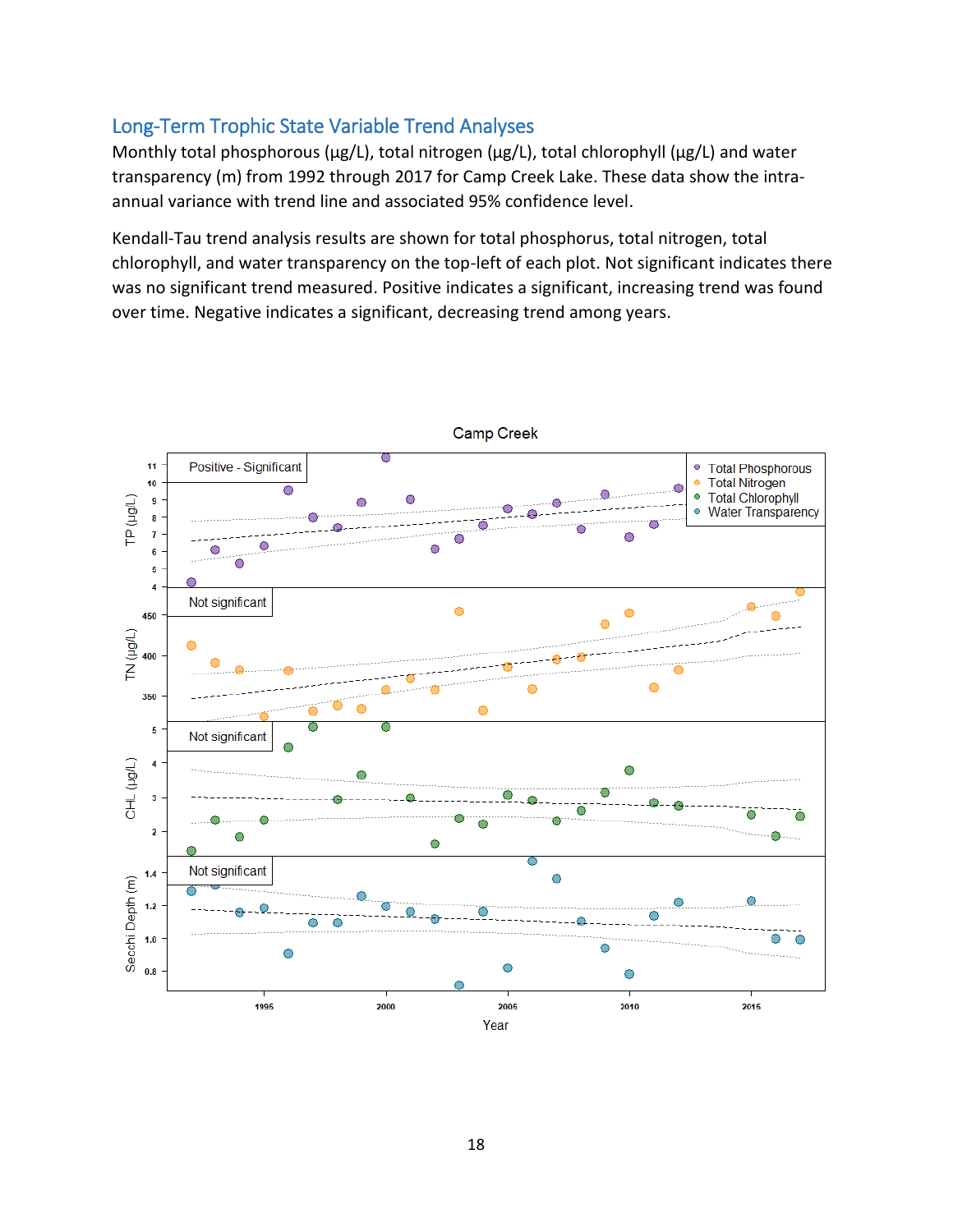## Long-Term Trophic State Variable Trend Analyses

Monthly total phosphorous (µg/L), total nitrogen (µg/L), total chlorophyll (µg/L) and water transparency (m) from 1992 through 2017 for Camp Creek Lake. These data show the intra-annual variance with trend line and associated 95% confidence level.

Kendall-Tau trend analysis results are shown for total phosphorus, total nitrogen, total chlorophyll, and water transparency on the top-left of each plot. Not significant indicates there was no significant trend measured. Positive indicates a significant, increasing trend was found over time. Negative indicates a significant, decreasing trend among years.

Camp Creek

Positive - Significant

TP (µg/L)

4 5 6 7 8 9 10 11

Total Phosphorous
Total Nitrogen
Total Chlorophyll
Water Transparency

Not significant

TN (µg/L)

350 400 450

Not significant

CHL (µg/L)

2 3 4 5

Not significant

Secchi Depth (m)

0.8 1.0 1.2 1.4

1995 2000 2005 2010 2015

Year